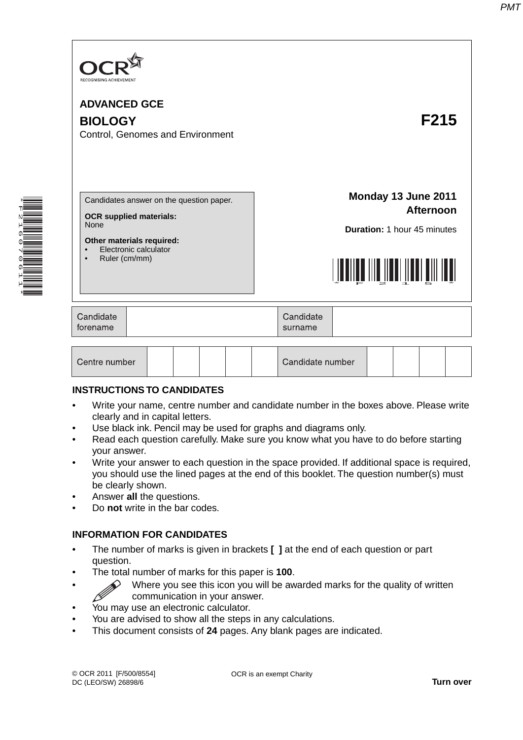OCR
RECOGNISING ACHIEVEMENT

**ADVANCED GCE**

# BIOLOGY F215

Control, Genomes and Environment

Candidates answer on the question paper.

**OCR supplied materials:**
None

**Other materials required:**
- Electronic calculator
- Ruler (cm/mm)

**Monday 13 June 2011**
**Afternoon**

**Duration:** 1 hour 45 minutes

| Candidate forename | | Candidate surname | |
|---|---|---|---|

| Centre number | | | | | | Candidate number | | | | |
|---|---|---|---|---|---|---|---|---|---|---|

**INSTRUCTIONS TO CANDIDATES**

- Write your name, centre number and candidate number in the boxes above. Please write clearly and in capital letters.
- Use black ink. Pencil may be used for graphs and diagrams only.
- Read each question carefully. Make sure you know what you have to do before starting your answer.
- Write your answer to each question in the space provided. If additional space is required, you should use the lined pages at the end of this booklet. The question number(s) must be clearly shown.
- Answer **all** the questions.
- Do **not** write in the bar codes.

**INFORMATION FOR CANDIDATES**

- The number of marks is given in brackets **[ ]** at the end of each question or part question.
- The total number of marks for this paper is **100**.
- Where you see this icon you will be awarded marks for the quality of written communication in your answer.
- You may use an electronic calculator.
- You are advised to show all the steps in any calculations.
- This document consists of **24** pages. Any blank pages are indicated.

© OCR 2011 [F/500/8554]
DC (LEO/SW) 26898/6

OCR is an exempt Charity

**Turn over**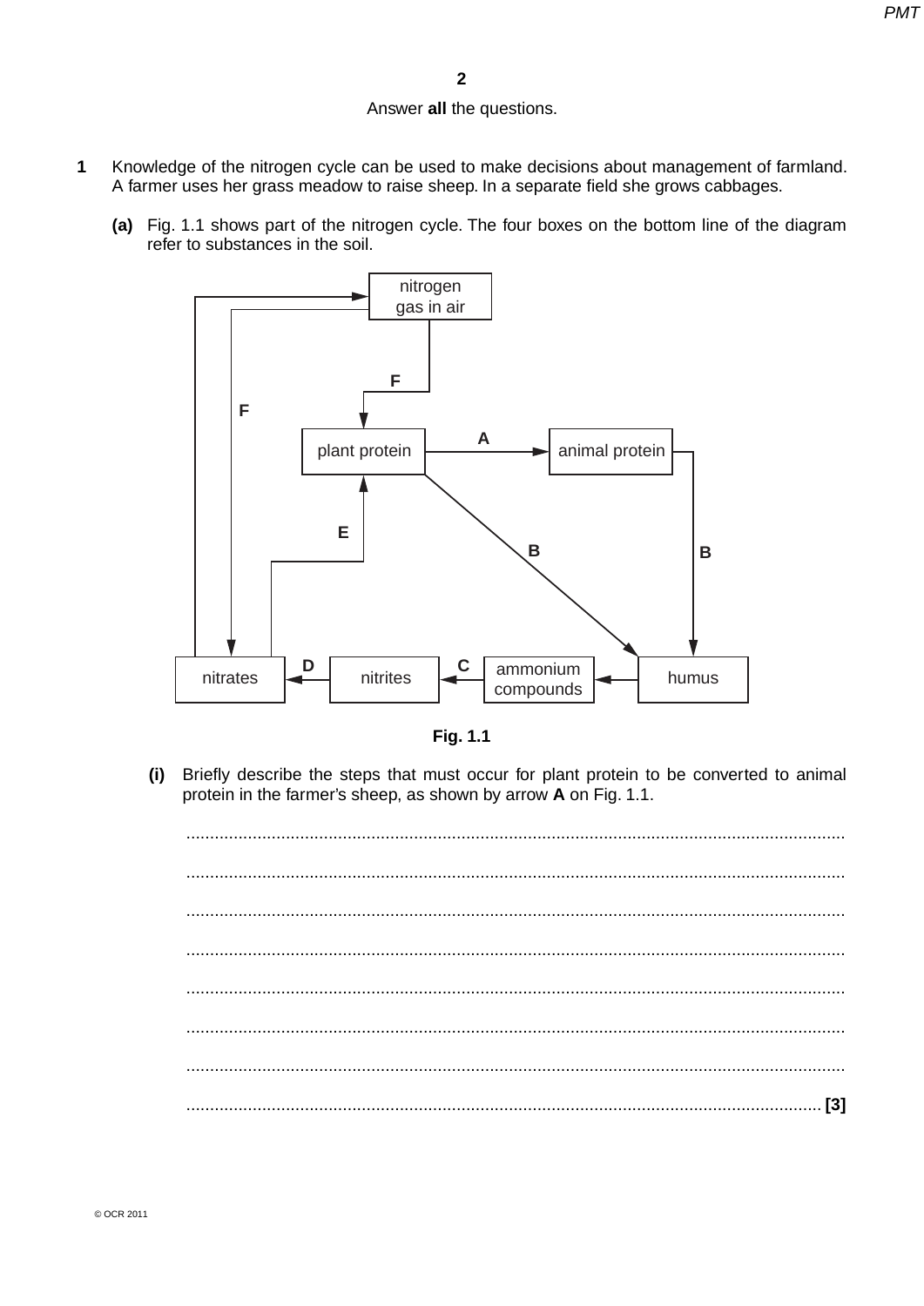Answer **all** the questions.

**1** Knowledge of the nitrogen cycle can be used to make decisions about management of farmland. A farmer uses her grass meadow to raise sheep. In a separate field she grows cabbages.

**(a)** Fig. 1.1 shows part of the nitrogen cycle. The four boxes on the bottom line of the diagram refer to substances in the soil.

**Fig. 1.1**

**(i)** Briefly describe the steps that must occur for plant protein to be converted to animal protein in the farmer's sheep, as shown by arrow **A** on Fig. 1.1.

...................................................................................................................................................

...................................................................................................................................................

...................................................................................................................................................

...................................................................................................................................................

...................................................................................................................................................

...................................................................................................................................................

...................................................................................................................................................

............................................................................................................................................. **[3]**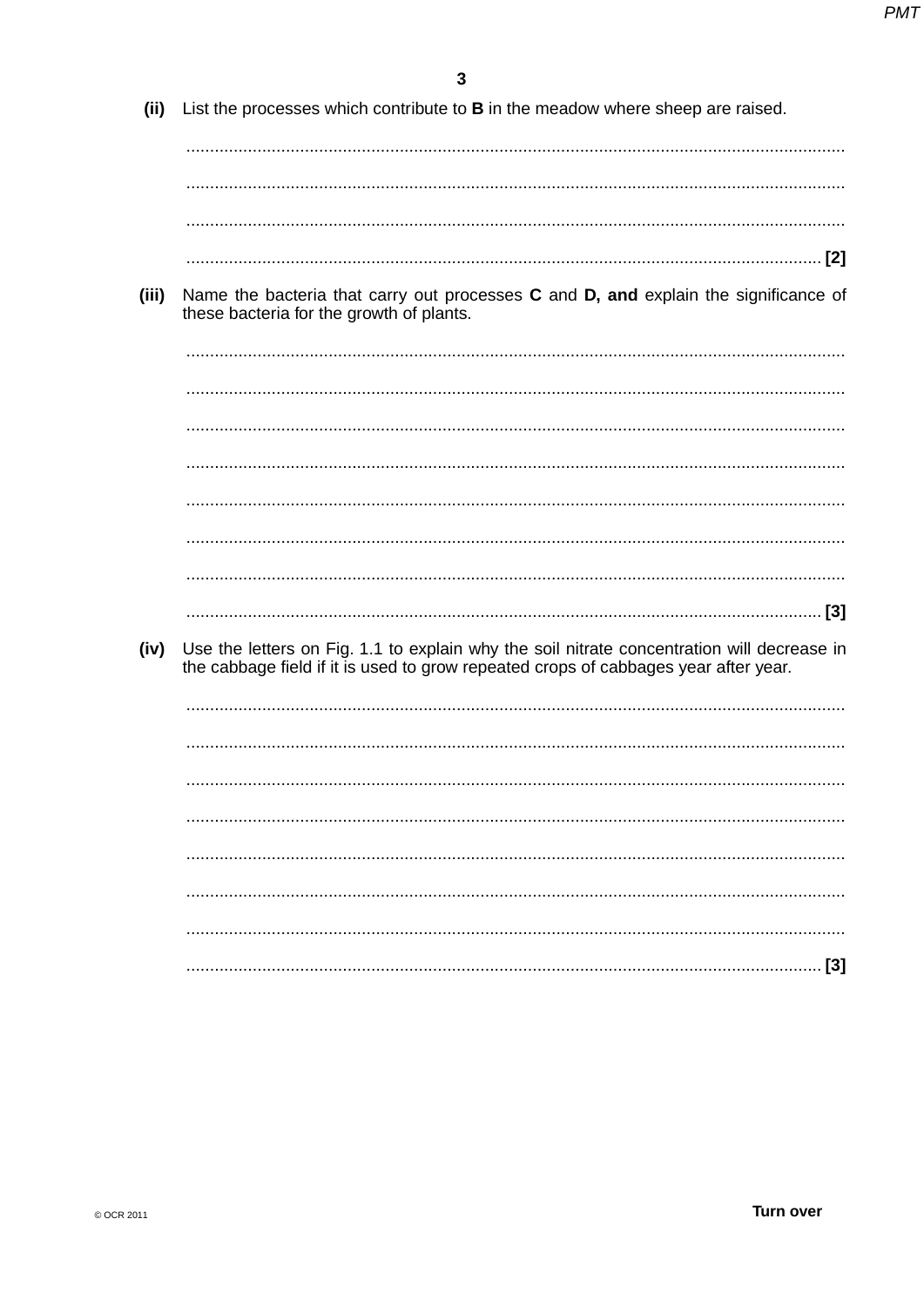(ii) List the processes which contribute to **B** in the meadow where sheep are raised.

...........................................................................................................................................

...........................................................................................................................................

...........................................................................................................................................

..................................................................................................................................... [2]

(iii) Name the bacteria that carry out processes **C** and **D, and** explain the significance of these bacteria for the growth of plants.

...........................................................................................................................................

...........................................................................................................................................

...........................................................................................................................................

...........................................................................................................................................

...........................................................................................................................................

...........................................................................................................................................

...........................................................................................................................................

..................................................................................................................................... [3]

(iv) Use the letters on Fig. 1.1 to explain why the soil nitrate concentration will decrease in the cabbage field if it is used to grow repeated crops of cabbages year after year.

...........................................................................................................................................

...........................................................................................................................................

...........................................................................................................................................

...........................................................................................................................................

...........................................................................................................................................

...........................................................................................................................................

...........................................................................................................................................

..................................................................................................................................... [3]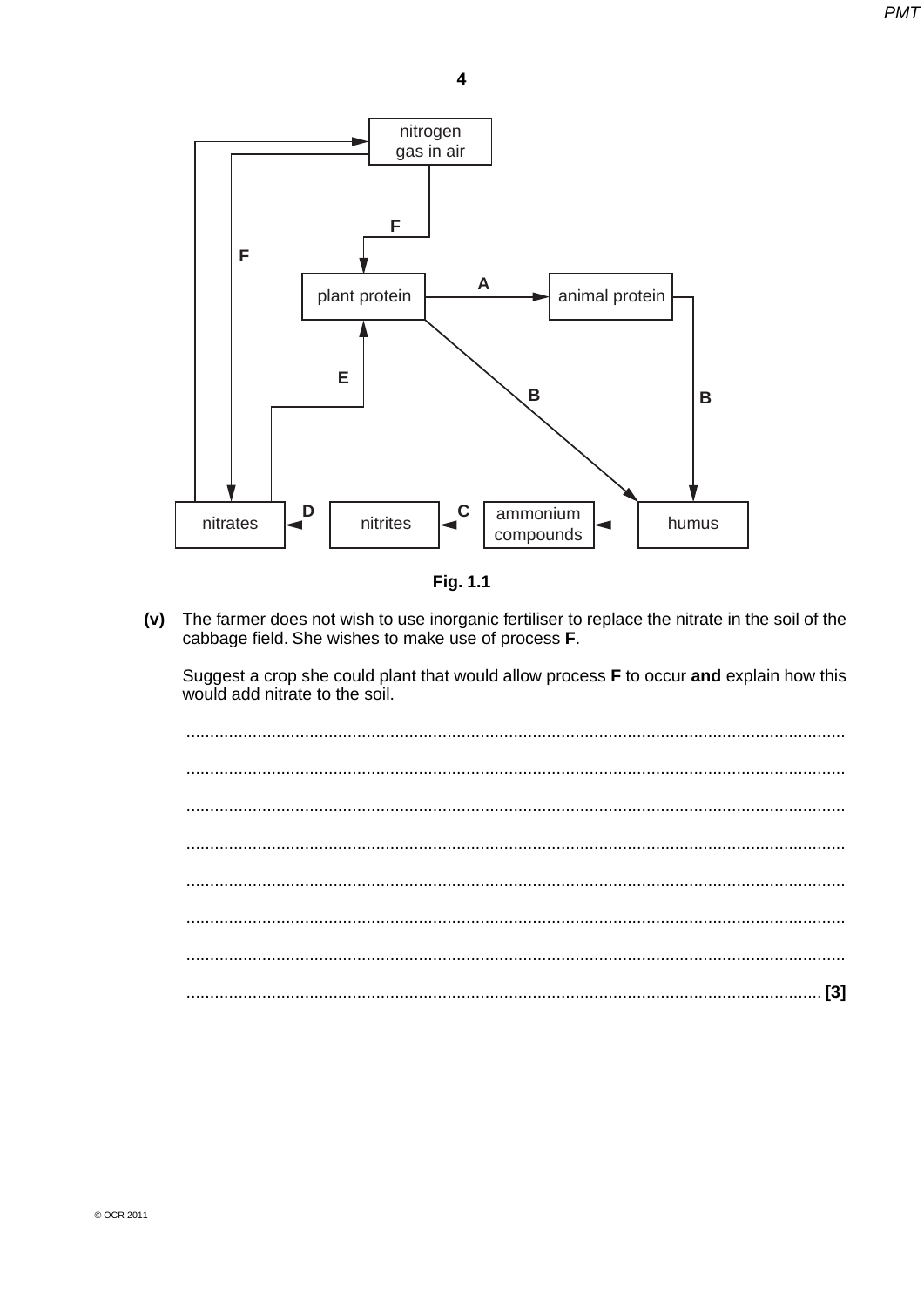Fig. 1.1

**(v)** The farmer does not wish to use inorganic fertiliser to replace the nitrate in the soil of the cabbage field. She wishes to make use of process **F**.

Suggest a crop she could plant that would allow process **F** to occur **and** explain how this would add nitrate to the soil.

..........................................................................................................................................

..........................................................................................................................................

..........................................................................................................................................

..........................................................................................................................................

..........................................................................................................................................

..........................................................................................................................................

..........................................................................................................................................

.................................................................................................................................. [3]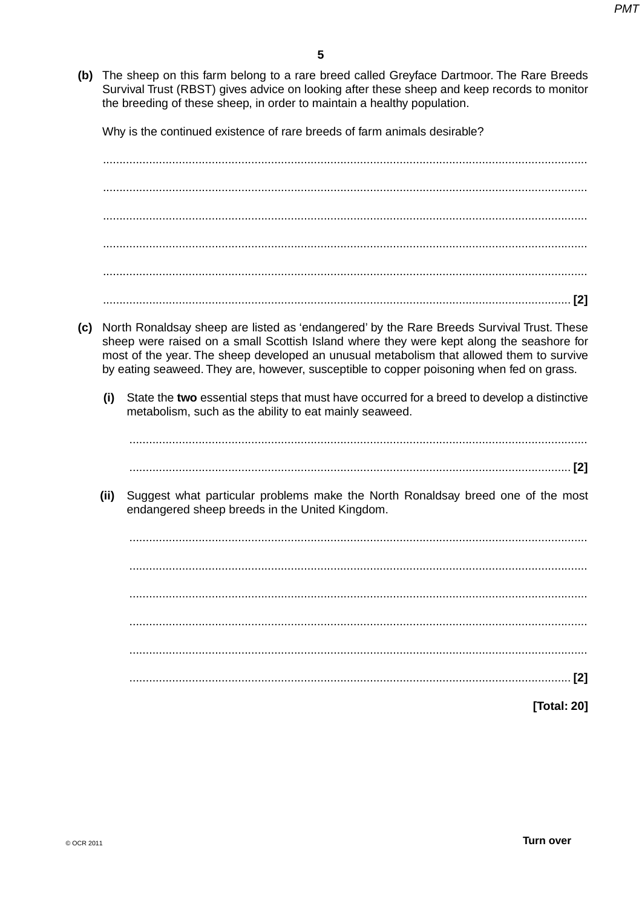**(b)** The sheep on this farm belong to a rare breed called Greyface Dartmoor. The Rare Breeds Survival Trust (RBST) gives advice on looking after these sheep and keep records to monitor the breeding of these sheep, in order to maintain a healthy population.

Why is the continued existence of rare breeds of farm animals desirable?

..........................................................................................................................................

..........................................................................................................................................

..........................................................................................................................................

..........................................................................................................................................

..........................................................................................................................................

.................................................................................................................................... [2]

**(c)** North Ronaldsay sheep are listed as 'endangered' by the Rare Breeds Survival Trust. These sheep were raised on a small Scottish Island where they were kept along the seashore for most of the year. The sheep developed an unusual metabolism that allowed them to survive by eating seaweed. They are, however, susceptible to copper poisoning when fed on grass.

**(i)** State the **two** essential steps that must have occurred for a breed to develop a distinctive metabolism, such as the ability to eat mainly seaweed.

..........................................................................................................................................

.................................................................................................................................... [2]

**(ii)** Suggest what particular problems make the North Ronaldsay breed one of the most endangered sheep breeds in the United Kingdom.

..........................................................................................................................................

..........................................................................................................................................

..........................................................................................................................................

..........................................................................................................................................

..........................................................................................................................................

.................................................................................................................................... [2]

**[Total: 20]**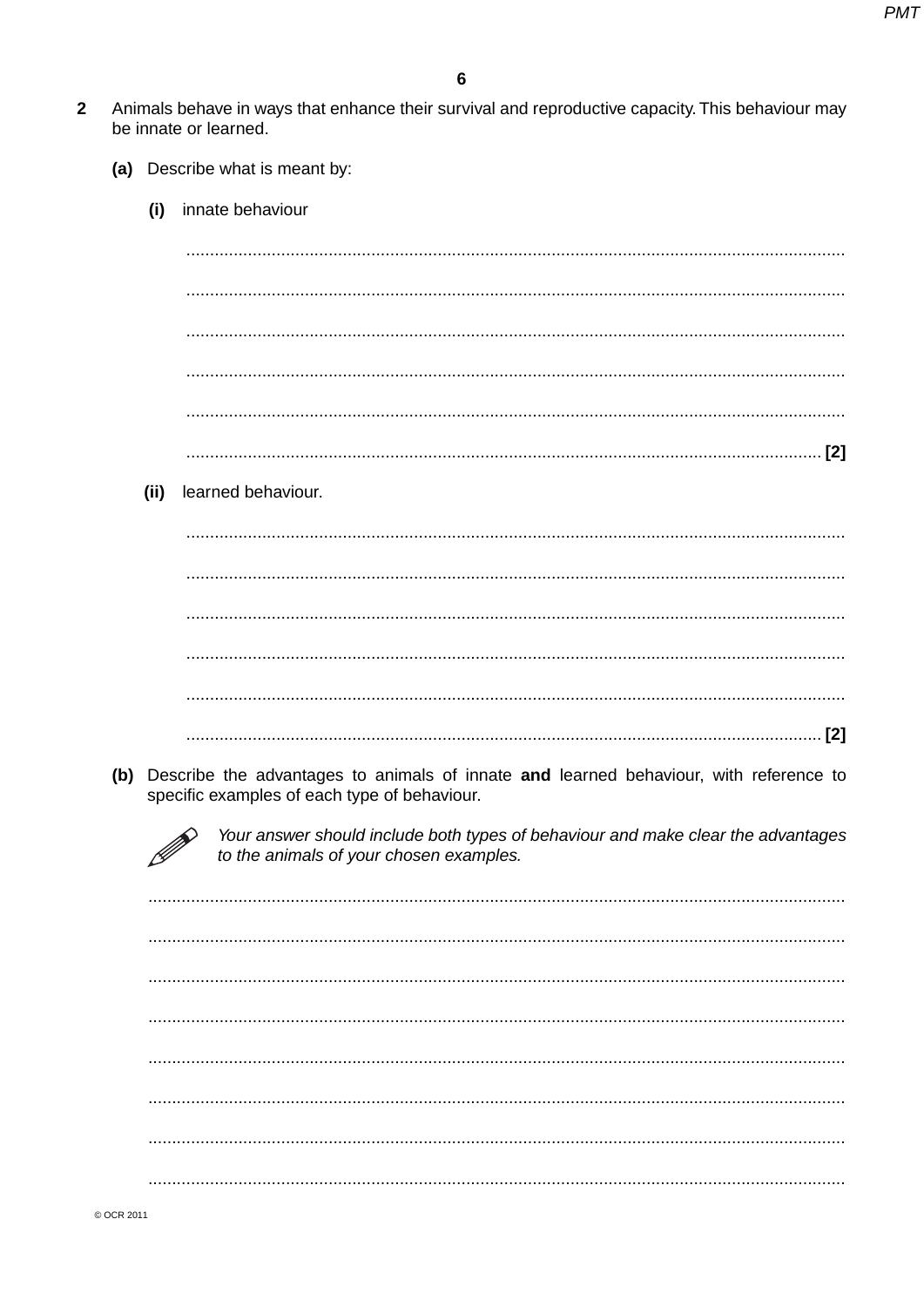**2** Animals behave in ways that enhance their survival and reproductive capacity. This behaviour may be innate or learned.

**(a)** Describe what is meant by:

**(i)** innate behaviour

...........................................................................................................................................

...........................................................................................................................................

...........................................................................................................................................

...........................................................................................................................................

...........................................................................................................................................

..................................................................................................................................... [2]

**(ii)** learned behaviour.

...........................................................................................................................................

...........................................................................................................................................

...........................................................................................................................................

...........................................................................................................................................

...........................................................................................................................................

..................................................................................................................................... [2]

**(b)** Describe the advantages to animals of innate **and** learned behaviour, with reference to specific examples of each type of behaviour.

*Your answer should include both types of behaviour and make clear the advantages to the animals of your chosen examples.*

...........................................................................................................................................

...........................................................................................................................................

...........................................................................................................................................

...........................................................................................................................................

...........................................................................................................................................

...........................................................................................................................................

...........................................................................................................................................

...........................................................................................................................................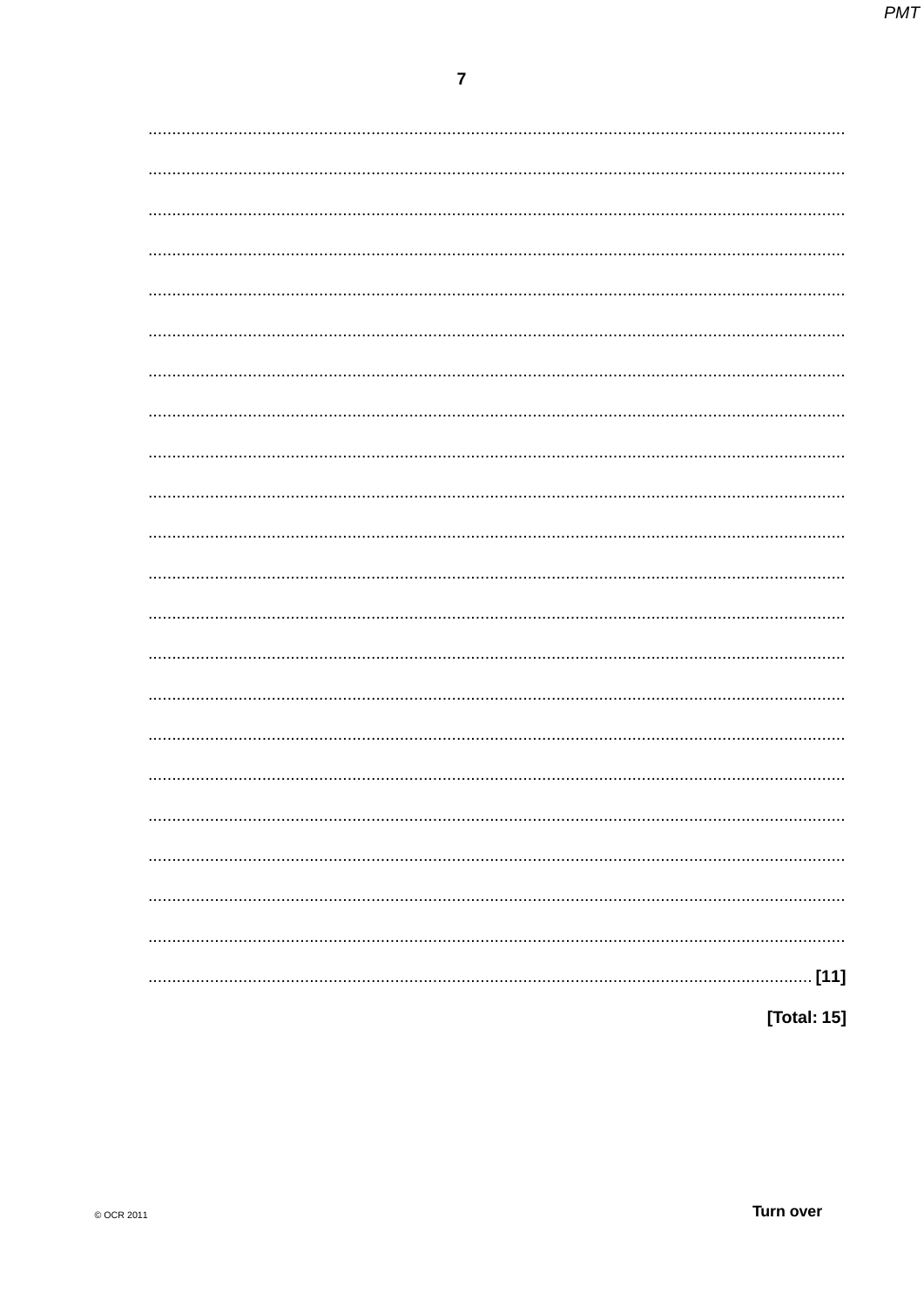[11]

[Total: 15]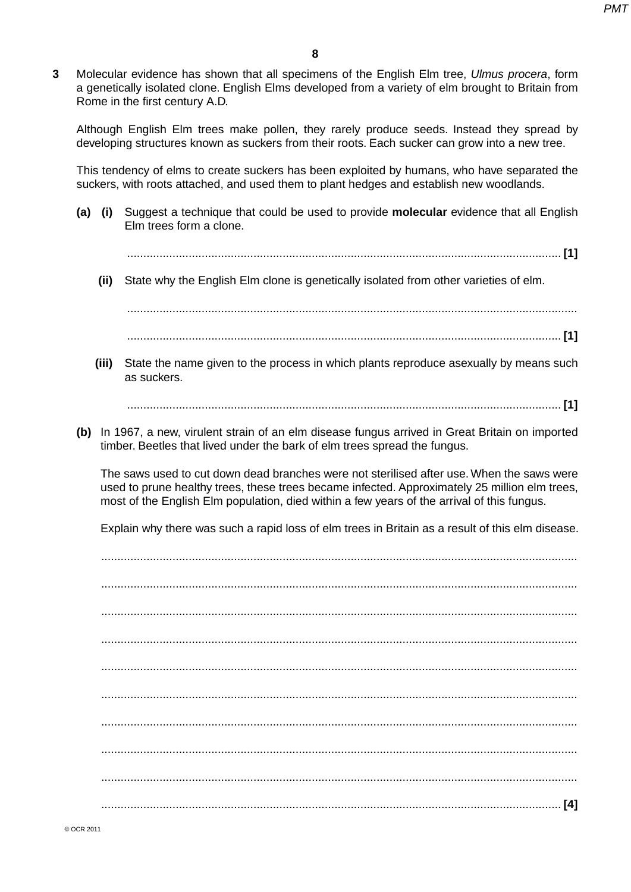**3** Molecular evidence has shown that all specimens of the English Elm tree, *Ulmus procera*, form a genetically isolated clone. English Elms developed from a variety of elm brought to Britain from Rome in the first century A.D.

Although English Elm trees make pollen, they rarely produce seeds. Instead they spread by developing structures known as suckers from their roots. Each sucker can grow into a new tree.

This tendency of elms to create suckers has been exploited by humans, who have separated the suckers, with roots attached, and used them to plant hedges and establish new woodlands.

**(a) (i)** Suggest a technique that could be used to provide **molecular** evidence that all English Elm trees form a clone.

..................................................................................................................................... **[1]**

**(ii)** State why the English Elm clone is genetically isolated from other varieties of elm.

.....................................................................................................................................

..................................................................................................................................... **[1]**

**(iii)** State the name given to the process in which plants reproduce asexually by means such as suckers.

..................................................................................................................................... **[1]**

**(b)** In 1967, a new, virulent strain of an elm disease fungus arrived in Great Britain on imported timber. Beetles that lived under the bark of elm trees spread the fungus.

The saws used to cut down dead branches were not sterilised after use. When the saws were used to prune healthy trees, these trees became infected. Approximately 25 million elm trees, most of the English Elm population, died within a few years of the arrival of this fungus.

Explain why there was such a rapid loss of elm trees in Britain as a result of this elm disease.

.....................................................................................................................................

.....................................................................................................................................

.....................................................................................................................................

.....................................................................................................................................

.....................................................................................................................................

.....................................................................................................................................

.....................................................................................................................................

.....................................................................................................................................

.....................................................................................................................................

..................................................................................................................................... **[4]**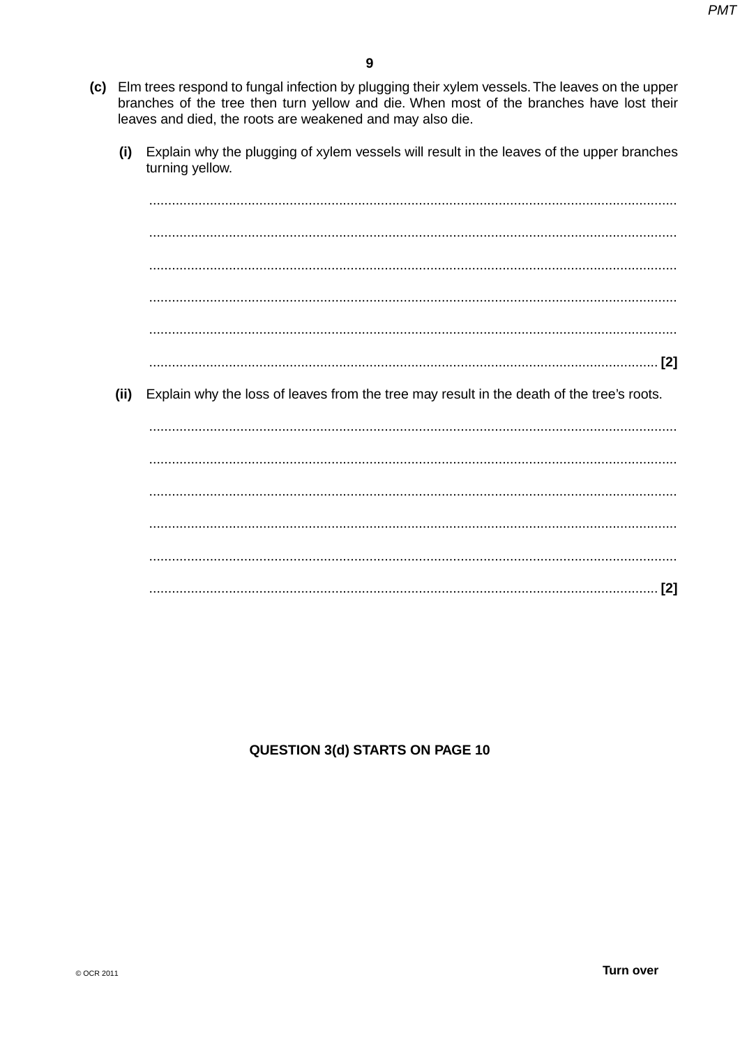**(c)** Elm trees respond to fungal infection by plugging their xylem vessels. The leaves on the upper branches of the tree then turn yellow and die. When most of the branches have lost their leaves and died, the roots are weakened and may also die.

**(i)** Explain why the plugging of xylem vessels will result in the leaves of the upper branches turning yellow.

..........................................................................................................................................

..........................................................................................................................................

..........................................................................................................................................

..........................................................................................................................................

..........................................................................................................................................

...................................................................................................................................... **[2]**

**(ii)** Explain why the loss of leaves from the tree may result in the death of the tree's roots.

..........................................................................................................................................

..........................................................................................................................................

..........................................................................................................................................

..........................................................................................................................................

..........................................................................................................................................

...................................................................................................................................... **[2]**

**QUESTION 3(d) STARTS ON PAGE 10**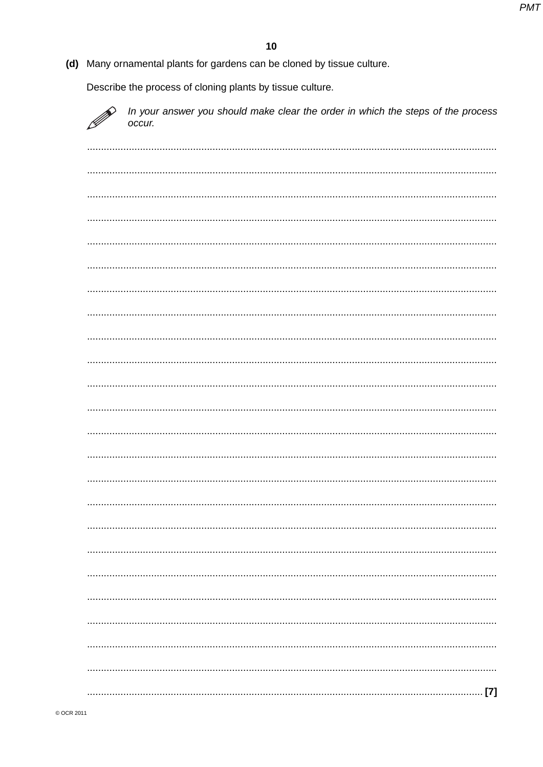**(d)** Many ornamental plants for gardens can be cloned by tissue culture.

Describe the process of cloning plants by tissue culture.

*In your answer you should make clear the order in which the steps of the process occur.*

.......................................................................................................................................... [7]

© OCR 2011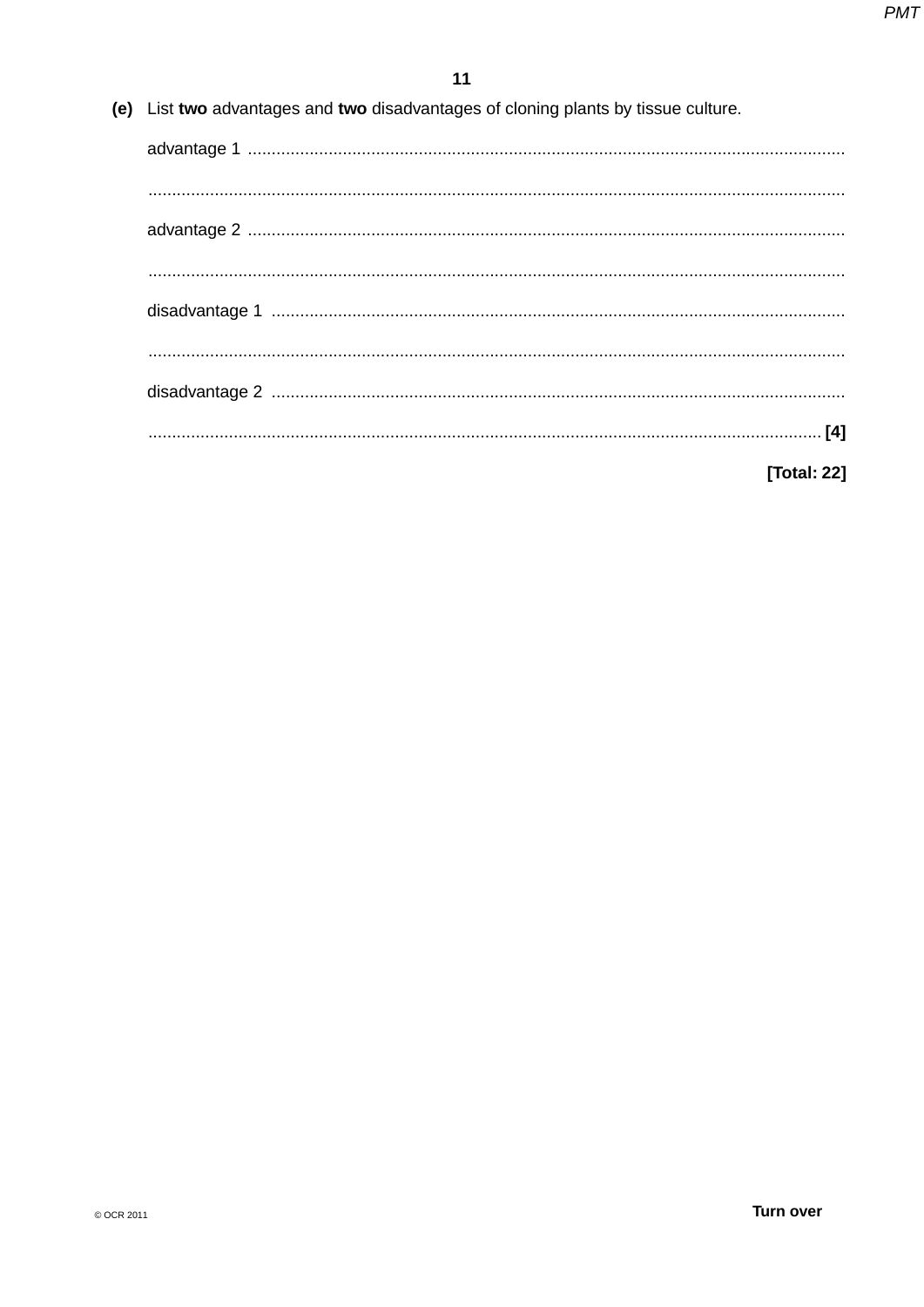**(e)** List **two** advantages and **two** disadvantages of cloning plants by tissue culture.

advantage 1 ..............................................................................................................................

..............................................................................................................................

advantage 2 ..............................................................................................................................

..............................................................................................................................

disadvantage 1 ..............................................................................................................................

..............................................................................................................................

disadvantage 2 ..............................................................................................................................

.............................................................................................................................. **[4]**

**[Total: 22]**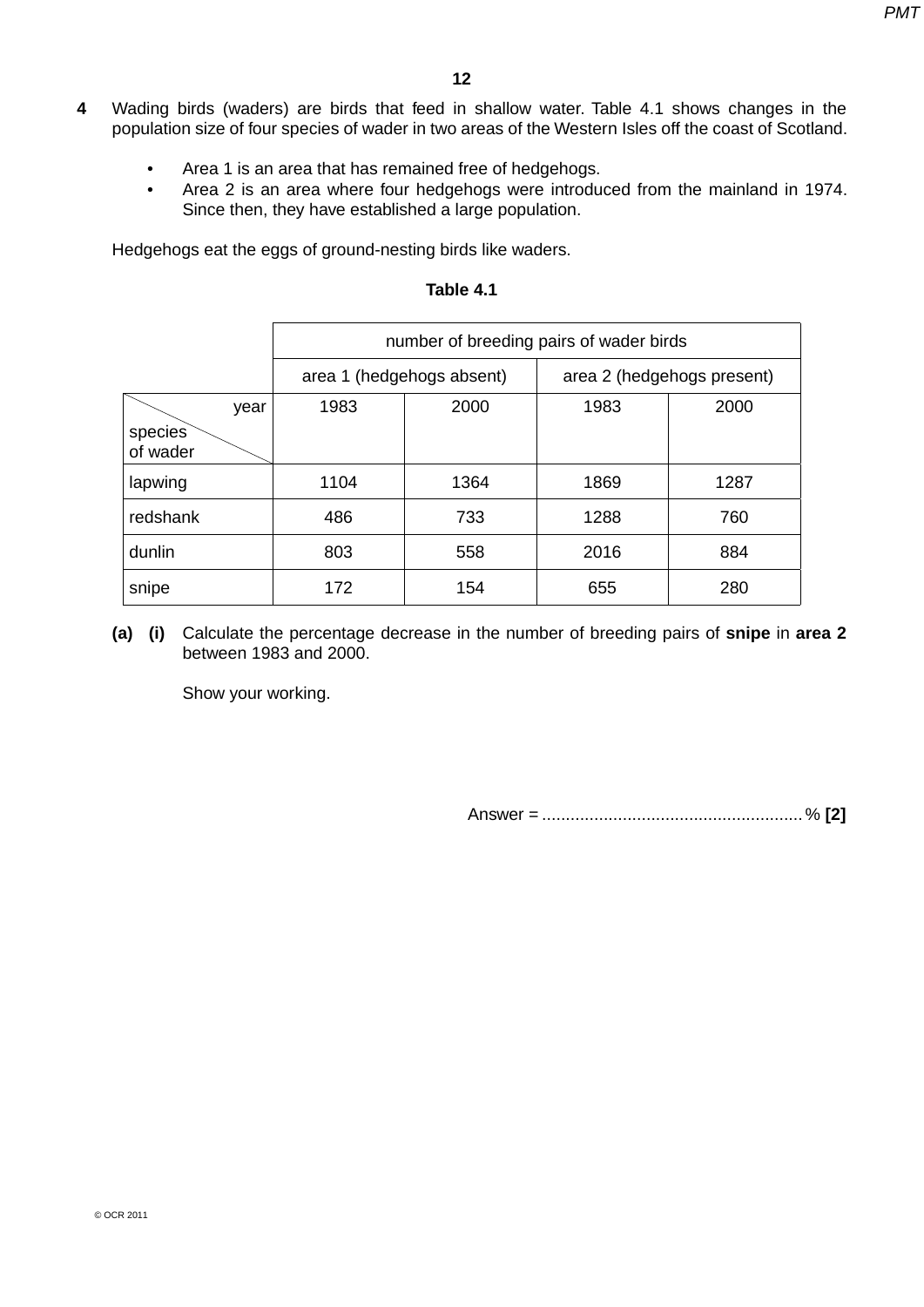**4** Wading birds (waders) are birds that feed in shallow water. Table 4.1 shows changes in the population size of four species of wader in two areas of the Western Isles off the coast of Scotland.

- Area 1 is an area that has remained free of hedgehogs.
- Area 2 is an area where four hedgehogs were introduced from the mainland in 1974. Since then, they have established a large population.

Hedgehogs eat the eggs of ground-nesting birds like waders.

**Table 4.1**

| | number of breeding pairs of wader birds | | | |
|---|---|---|---|---|
| | area 1 (hedgehogs absent) | | area 2 (hedgehogs present) | |
| species of wader / year | 1983 | 2000 | 1983 | 2000 |
| lapwing | 1104 | 1364 | 1869 | 1287 |
| redshank | 486 | 733 | 1288 | 760 |
| dunlin | 803 | 558 | 2016 | 884 |
| snipe | 172 | 154 | 655 | 280 |

**(a) (i)** Calculate the percentage decrease in the number of breeding pairs of **snipe** in **area 2** between 1983 and 2000.

Show your working.

Answer = ...................................................... % **[2]**

© OCR 2011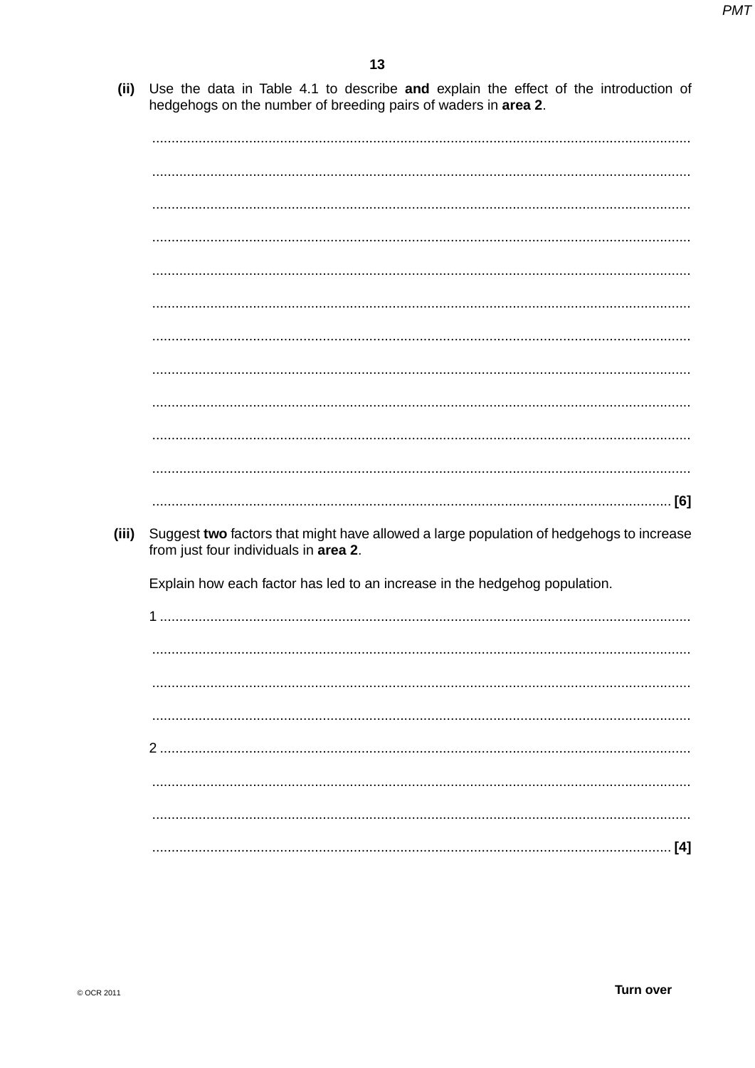**(ii)** Use the data in Table 4.1 to describe **and** explain the effect of the introduction of hedgehogs on the number of breeding pairs of waders in **area 2**.

.......................................................................................................................................

.......................................................................................................................................

.......................................................................................................................................

.......................................................................................................................................

.......................................................................................................................................

.......................................................................................................................................

.......................................................................................................................................

.......................................................................................................................................

.......................................................................................................................................

.......................................................................................................................................

.......................................................................................................................................

....................................................................................................................................... [6]

**(iii)** Suggest **two** factors that might have allowed a large population of hedgehogs to increase from just four individuals in **area 2**.

Explain how each factor has led to an increase in the hedgehog population.

1 .....................................................................................................................................

.......................................................................................................................................

.......................................................................................................................................

.......................................................................................................................................

2 .....................................................................................................................................

.......................................................................................................................................

.......................................................................................................................................

....................................................................................................................................... [4]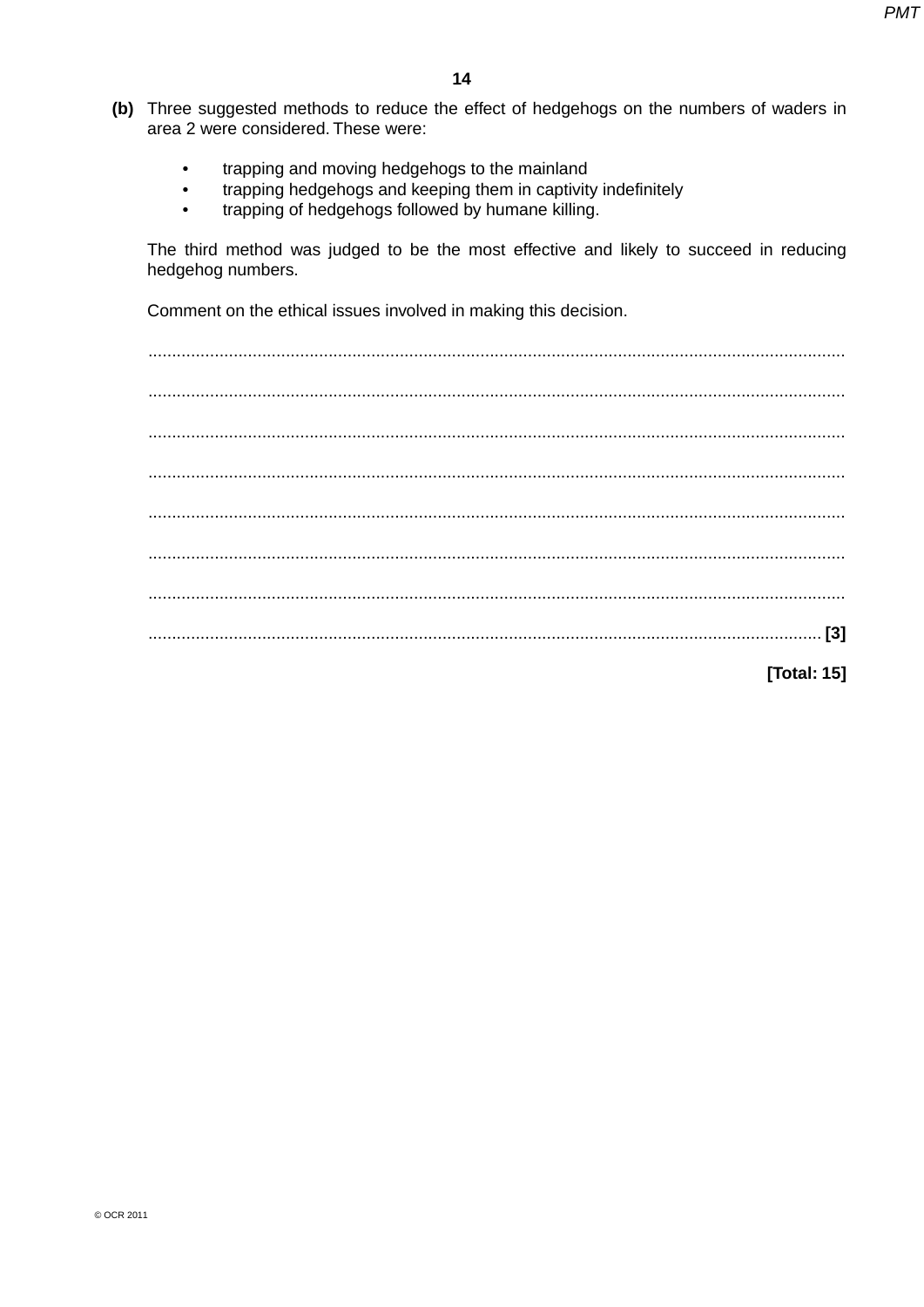**(b)** Three suggested methods to reduce the effect of hedgehogs on the numbers of waders in area 2 were considered. These were:

- trapping and moving hedgehogs to the mainland
- trapping hedgehogs and keeping them in captivity indefinitely
- trapping of hedgehogs followed by humane killing.

The third method was judged to be the most effective and likely to succeed in reducing hedgehog numbers.

Comment on the ethical issues involved in making this decision.

.......................................................................................................................................................

.......................................................................................................................................................

.......................................................................................................................................................

.......................................................................................................................................................

.......................................................................................................................................................

.......................................................................................................................................................

.......................................................................................................................................................

....................................................................................................................................................... **[3]**

**[Total: 15]**

© OCR 2011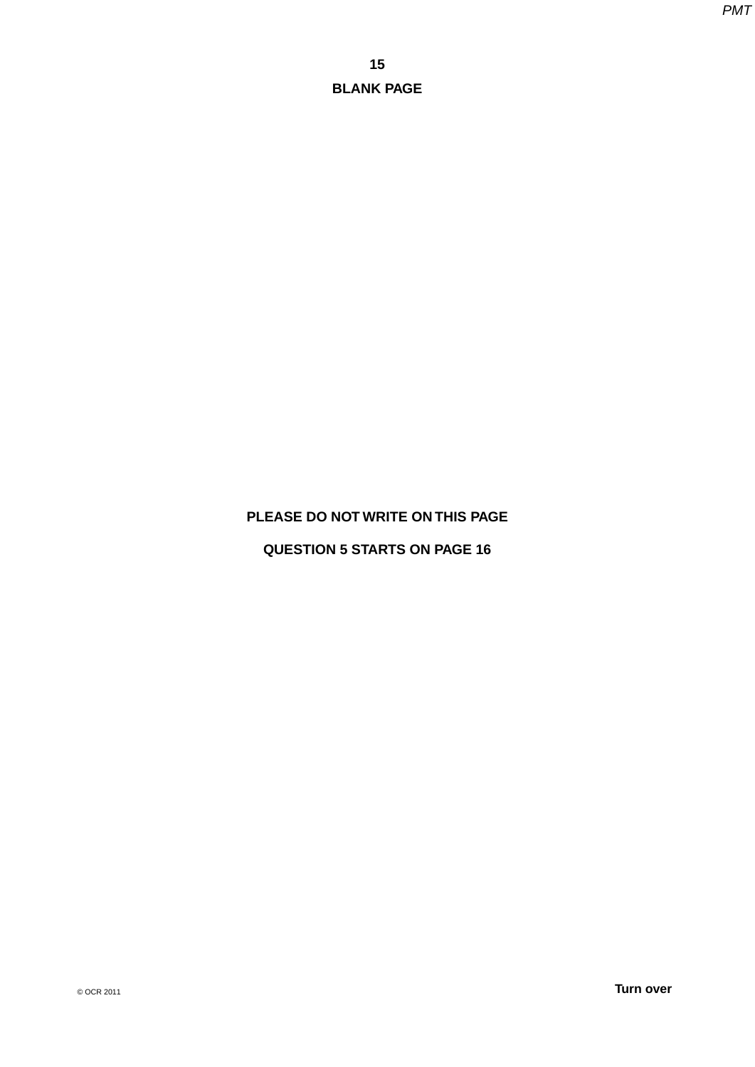**BLANK PAGE**

**PLEASE DO NOT WRITE ON THIS PAGE**

**QUESTION 5 STARTS ON PAGE 16**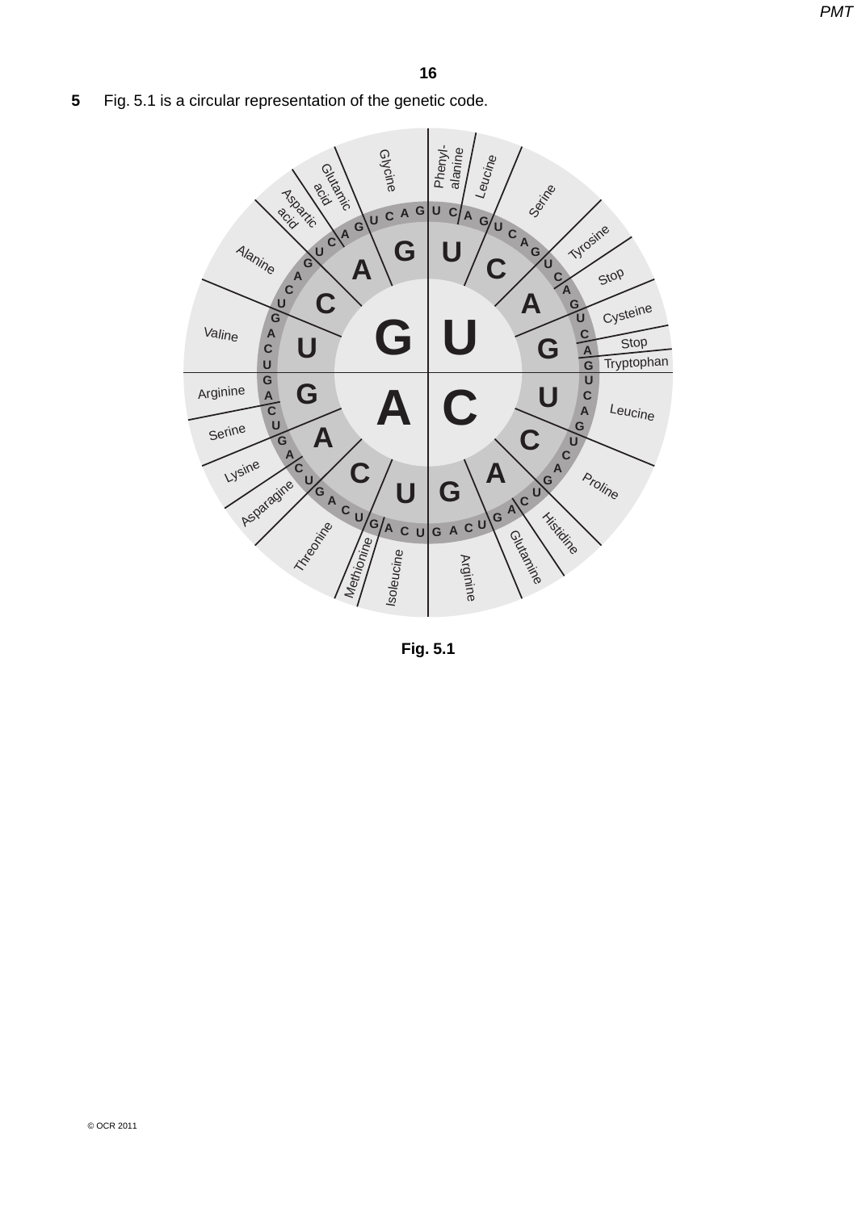**5** Fig. 5.1 is a circular representation of the genetic code.

Fig. 5.1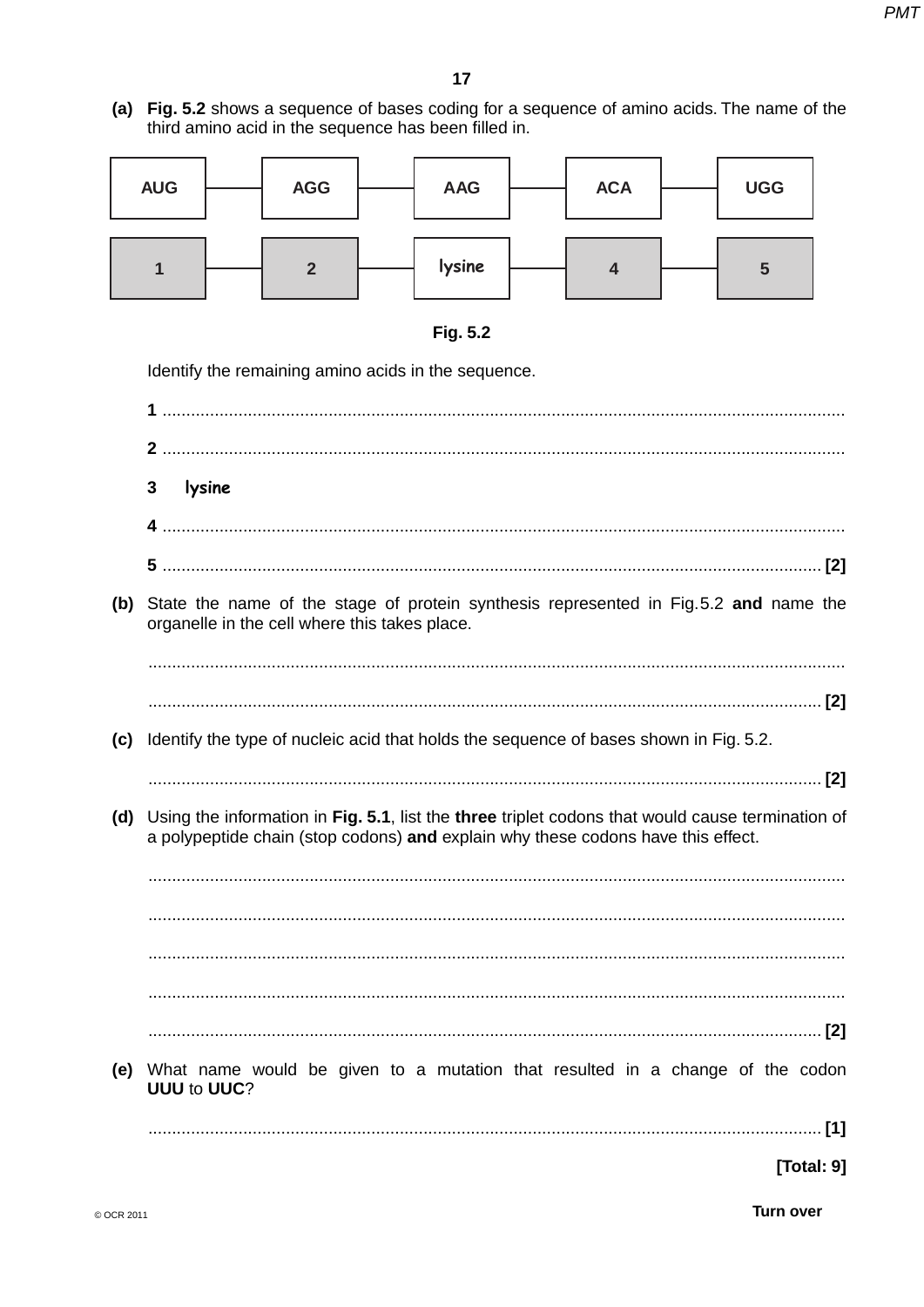**(a)** **Fig. 5.2** shows a sequence of bases coding for a sequence of amino acids. The name of the third amino acid in the sequence has been filled in.

| AUG | AGG | AAG | ACA | UGG |
|---|---|---|---|---|
| 1 | 2 | lysine | 4 | 5 |

**Fig. 5.2**

Identify the remaining amino acids in the sequence.

**1** ..............................................................................................................................................

**2** ..............................................................................................................................................

**3** lysine

**4** ..............................................................................................................................................

**5** .......................................................................................................................................... **[2]**

**(b)** State the name of the stage of protein synthesis represented in Fig. 5.2 **and** name the organelle in the cell where this takes place.

..................................................................................................................................................

.............................................................................................................................................. **[2]**

**(c)** Identify the type of nucleic acid that holds the sequence of bases shown in Fig. 5.2.

.............................................................................................................................................. **[2]**

**(d)** Using the information in **Fig. 5.1**, list the **three** triplet codons that would cause termination of a polypeptide chain (stop codons) **and** explain why these codons have this effect.

..................................................................................................................................................

..................................................................................................................................................

..................................................................................................................................................

..................................................................................................................................................

.............................................................................................................................................. **[2]**

**(e)** What name would be given to a mutation that resulted in a change of the codon **UUU** to **UUC**?

.............................................................................................................................................. **[1]**

**[Total: 9]**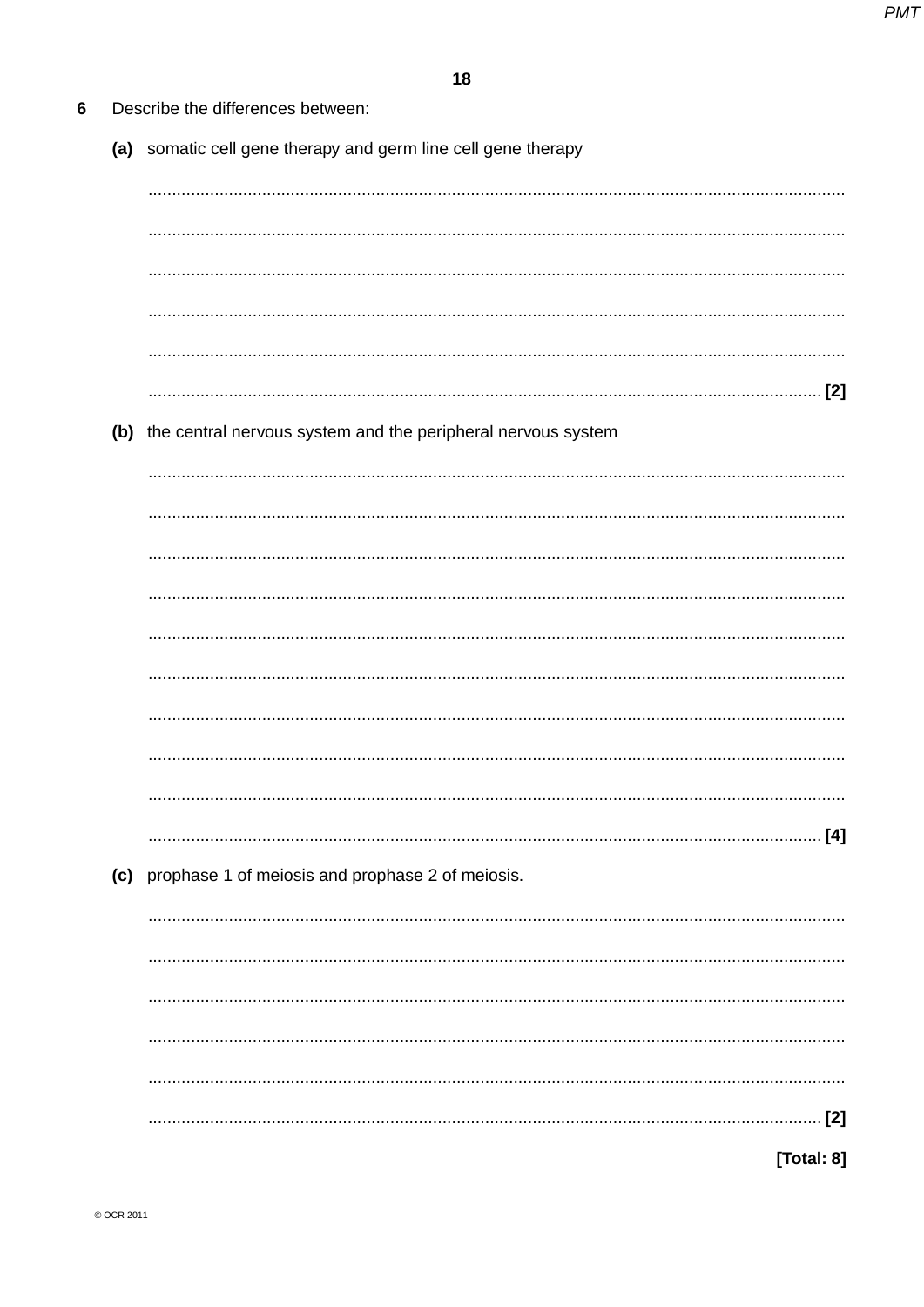**6** Describe the differences between:

**(a)** somatic cell gene therapy and germ line cell gene therapy

..........................................................................................................................................

..........................................................................................................................................

..........................................................................................................................................

..........................................................................................................................................

..........................................................................................................................................

.................................................................................................................................... **[2]**

**(b)** the central nervous system and the peripheral nervous system

..........................................................................................................................................

..........................................................................................................................................

..........................................................................................................................................

..........................................................................................................................................

..........................................................................................................................................

..........................................................................................................................................

..........................................................................................................................................

..........................................................................................................................................

..........................................................................................................................................

.................................................................................................................................... **[4]**

**(c)** prophase 1 of meiosis and prophase 2 of meiosis.

..........................................................................................................................................

..........................................................................................................................................

..........................................................................................................................................

..........................................................................................................................................

..........................................................................................................................................

.................................................................................................................................... **[2]**

**[Total: 8]**

© OCR 2011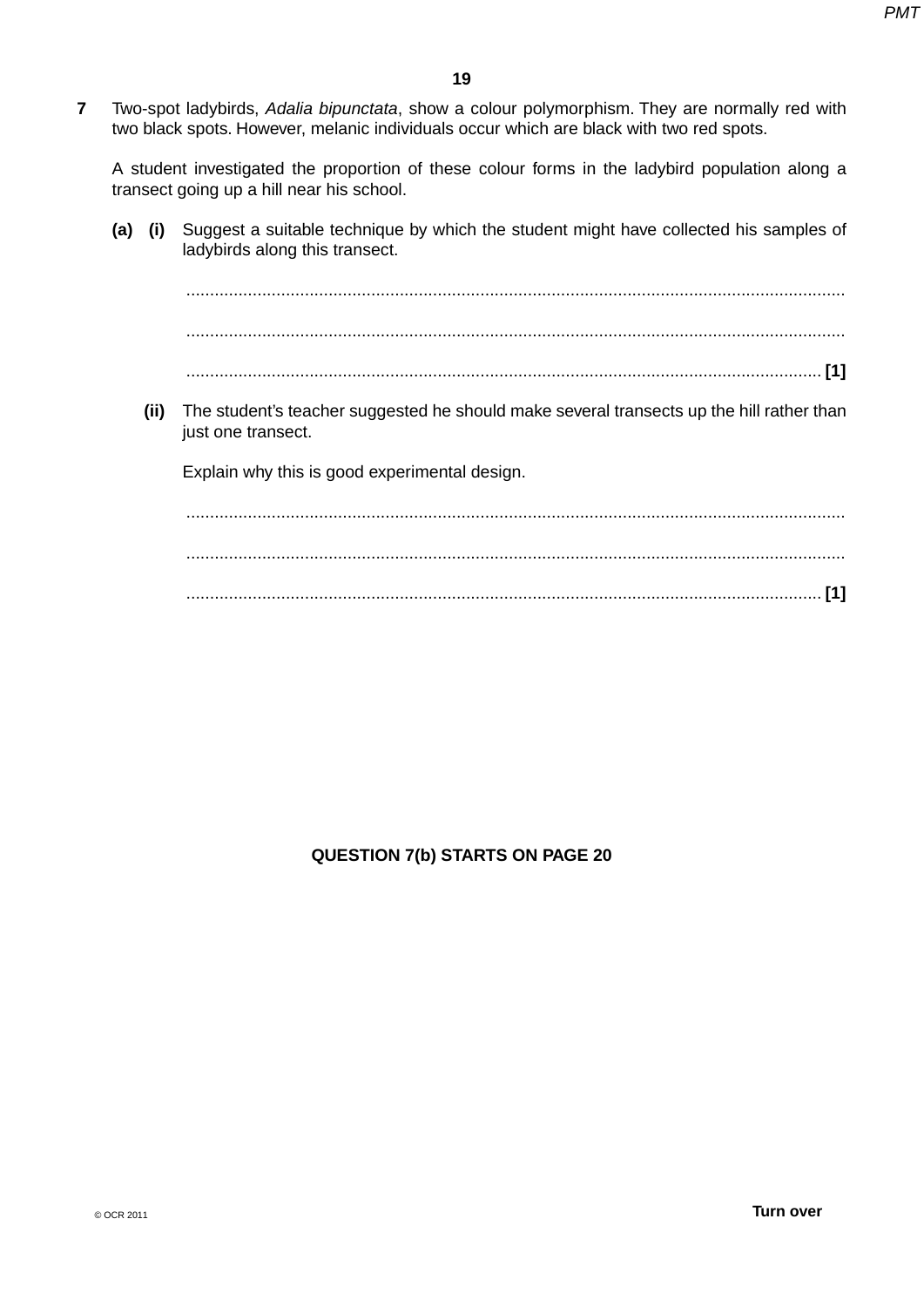**7** Two-spot ladybirds, *Adalia bipunctata*, show a colour polymorphism. They are normally red with two black spots. However, melanic individuals occur which are black with two red spots.

A student investigated the proportion of these colour forms in the ladybird population along a transect going up a hill near his school.

**(a) (i)** Suggest a suitable technique by which the student might have collected his samples of ladybirds along this transect.

..........................................................................................................................................

..........................................................................................................................................

..................................................................................................................................... **[1]**

**(ii)** The student's teacher suggested he should make several transects up the hill rather than just one transect.

Explain why this is good experimental design.

..........................................................................................................................................

..........................................................................................................................................

..................................................................................................................................... **[1]**

**QUESTION 7(b) STARTS ON PAGE 20**

© OCR 2011

**Turn over**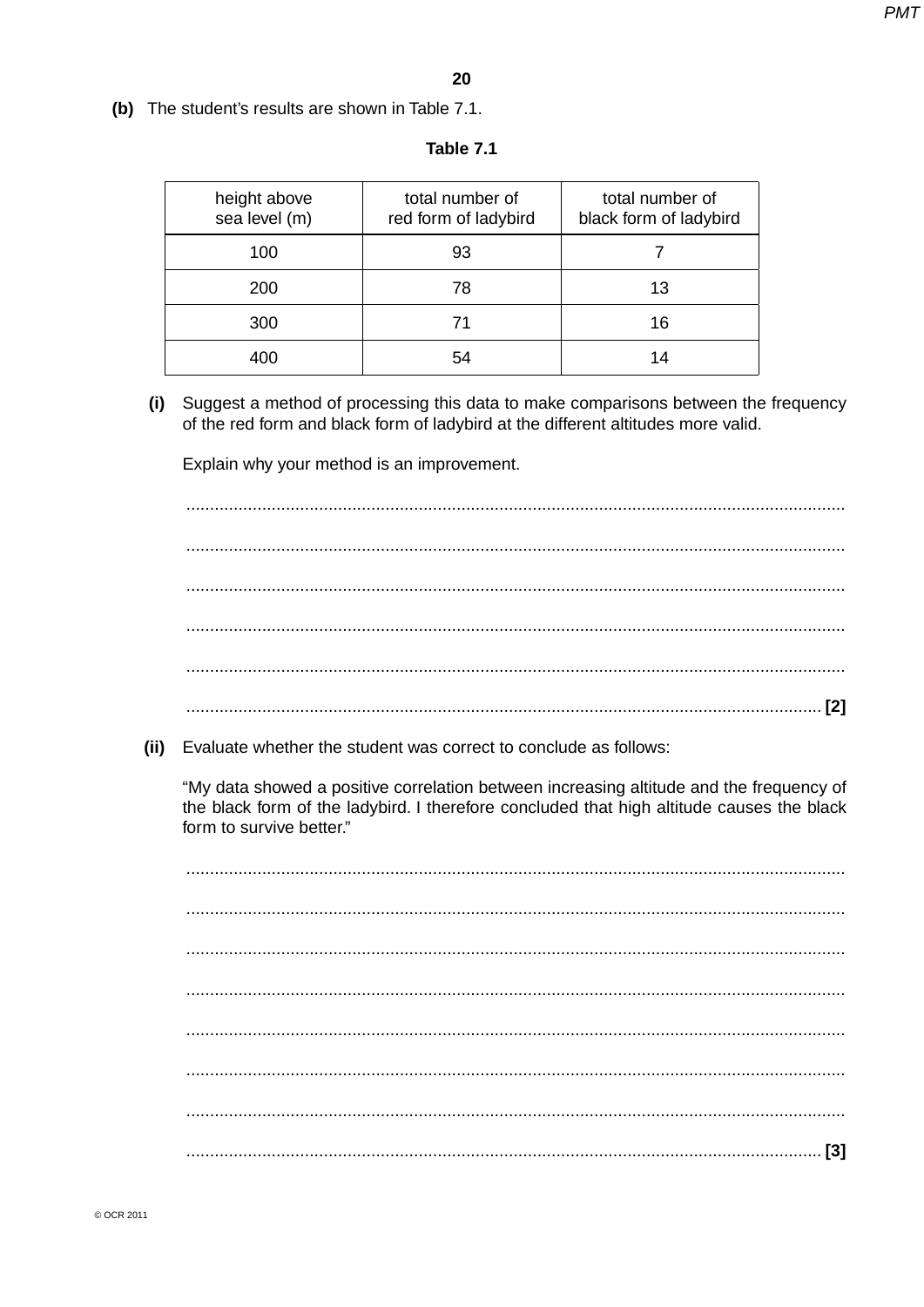**(b)** The student's results are shown in Table 7.1.

**Table 7.1**

| height above sea level (m) | total number of red form of ladybird | total number of black form of ladybird |
|---|---|---|
| 100 | 93 | 7 |
| 200 | 78 | 13 |
| 300 | 71 | 16 |
| 400 | 54 | 14 |

**(i)** Suggest a method of processing this data to make comparisons between the frequency of the red form and black form of ladybird at the different altitudes more valid.

Explain why your method is an improvement.

.......................................................................................................................................

.......................................................................................................................................

.......................................................................................................................................

.......................................................................................................................................

.......................................................................................................................................

....................................................................................................................................... [2]

**(ii)** Evaluate whether the student was correct to conclude as follows:

"My data showed a positive correlation between increasing altitude and the frequency of the black form of the ladybird. I therefore concluded that high altitude causes the black form to survive better."

.......................................................................................................................................

.......................................................................................................................................

.......................................................................................................................................

.......................................................................................................................................

.......................................................................................................................................

.......................................................................................................................................

.......................................................................................................................................

....................................................................................................................................... [3]

© OCR 2011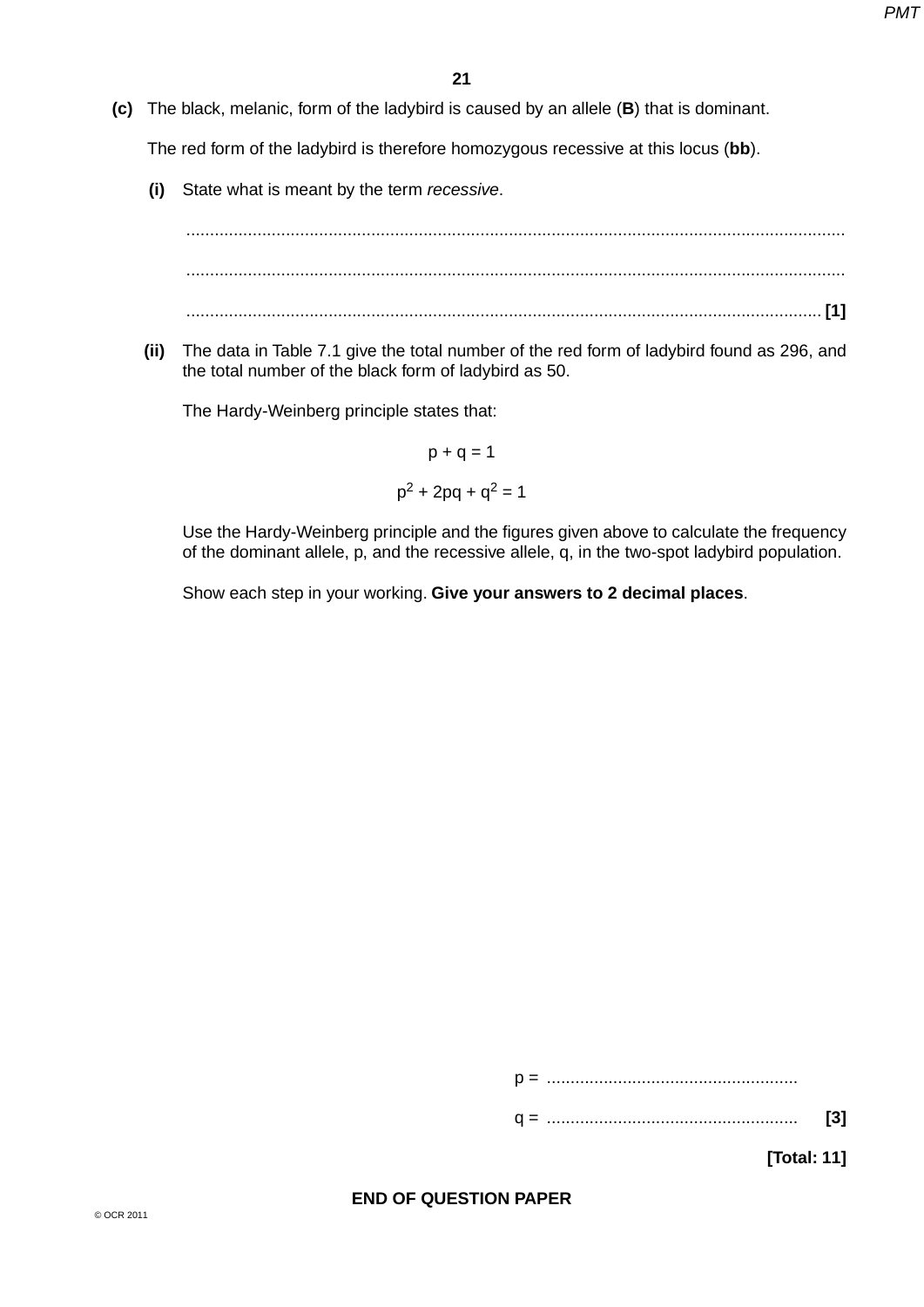(c) The black, melanic, form of the ladybird is caused by an allele (**B**) that is dominant.

The red form of the ladybird is therefore homozygous recessive at this locus (**bb**).

**(i)** State what is meant by the term *recessive*.

..........................................................................................................................................

..........................................................................................................................................

.................................................................................................................................... **[1]**

**(ii)** The data in Table 7.1 give the total number of the red form of ladybird found as 296, and the total number of the black form of ladybird as 50.

The Hardy-Weinberg principle states that:

$$p + q = 1$$

$$p^2 + 2pq + q^2 = 1$$

Use the Hardy-Weinberg principle and the figures given above to calculate the frequency of the dominant allele, p, and the recessive allele, q, in the two-spot ladybird population.

Show each step in your working. **Give your answers to 2 decimal places**.

p = ....................................................

q = .................................................... **[3]**

**[Total: 11]**

**END OF QUESTION PAPER**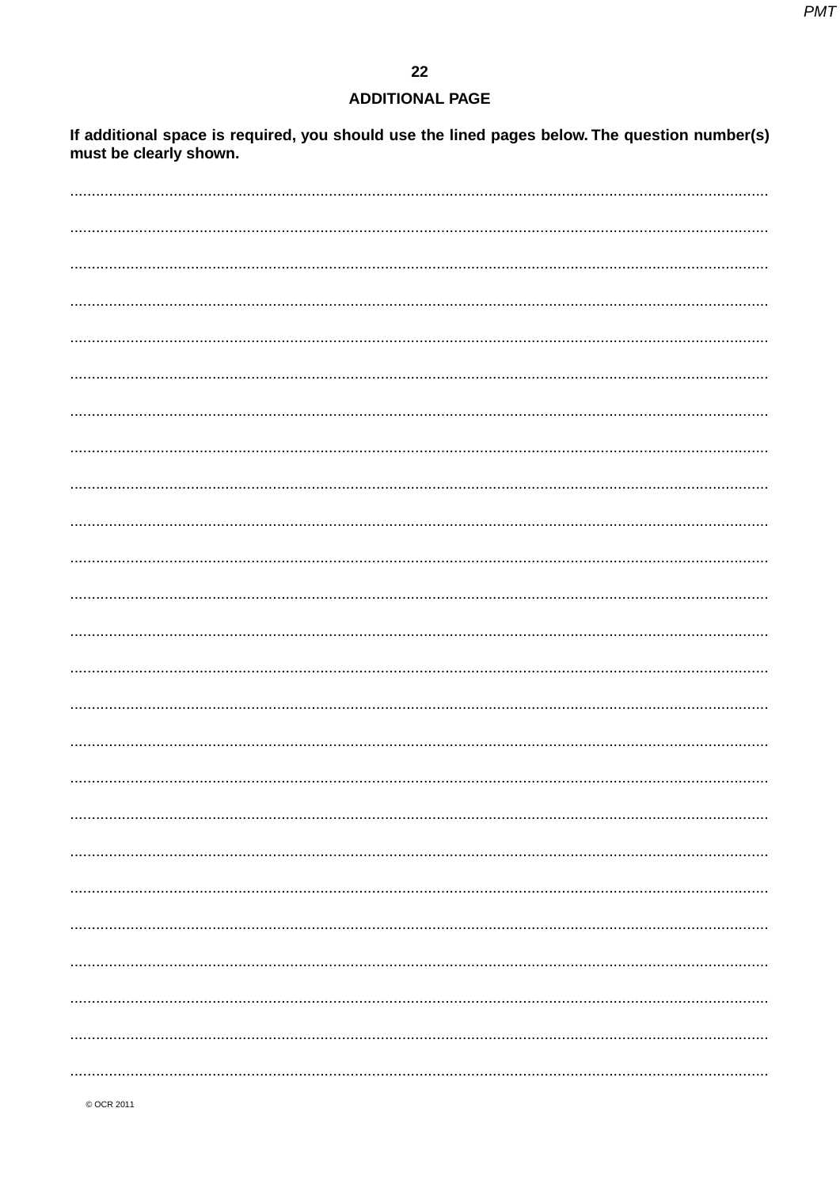## ADDITIONAL PAGE

**If additional space is required, you should use the lined pages below. The question number(s) must be clearly shown.**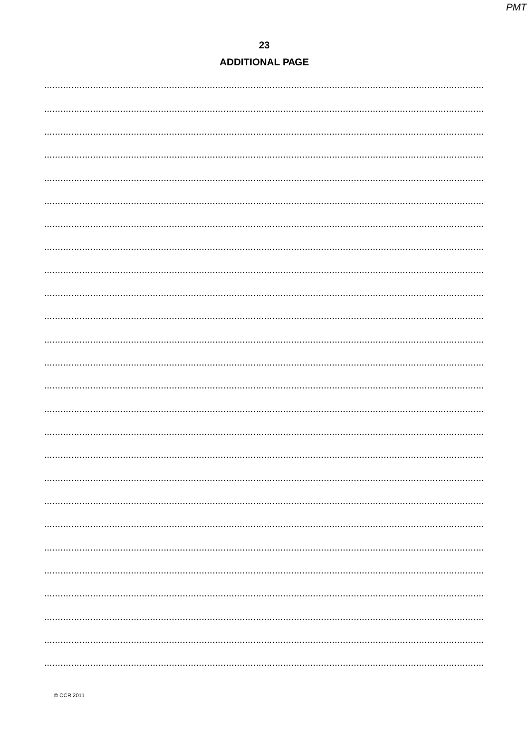## ADDITIONAL PAGE

© OCR 2011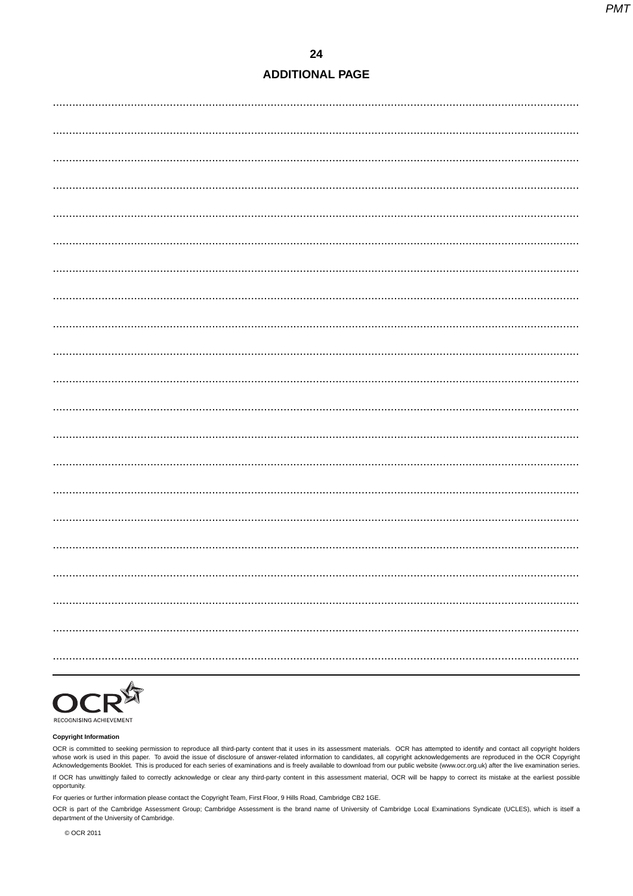## ADDITIONAL PAGE

OCR
RECOGNISING ACHIEVEMENT

**Copyright Information**

OCR is committed to seeking permission to reproduce all third-party content that it uses in its assessment materials. OCR has attempted to identify and contact all copyright holders whose work is used in this paper. To avoid the issue of disclosure of answer-related information to candidates, all copyright acknowledgements are reproduced in the OCR Copyright Acknowledgements Booklet. This is produced for each series of examinations and is freely available to download from our public website (www.ocr.org.uk) after the live examination series.

If OCR has unwittingly failed to correctly acknowledge or clear any third-party content in this assessment material, OCR will be happy to correct its mistake at the earliest possible opportunity.

For queries or further information please contact the Copyright Team, First Floor, 9 Hills Road, Cambridge CB2 1GE.

OCR is part of the Cambridge Assessment Group; Cambridge Assessment is the brand name of University of Cambridge Local Examinations Syndicate (UCLES), which is itself a department of the University of Cambridge.

© OCR 2011